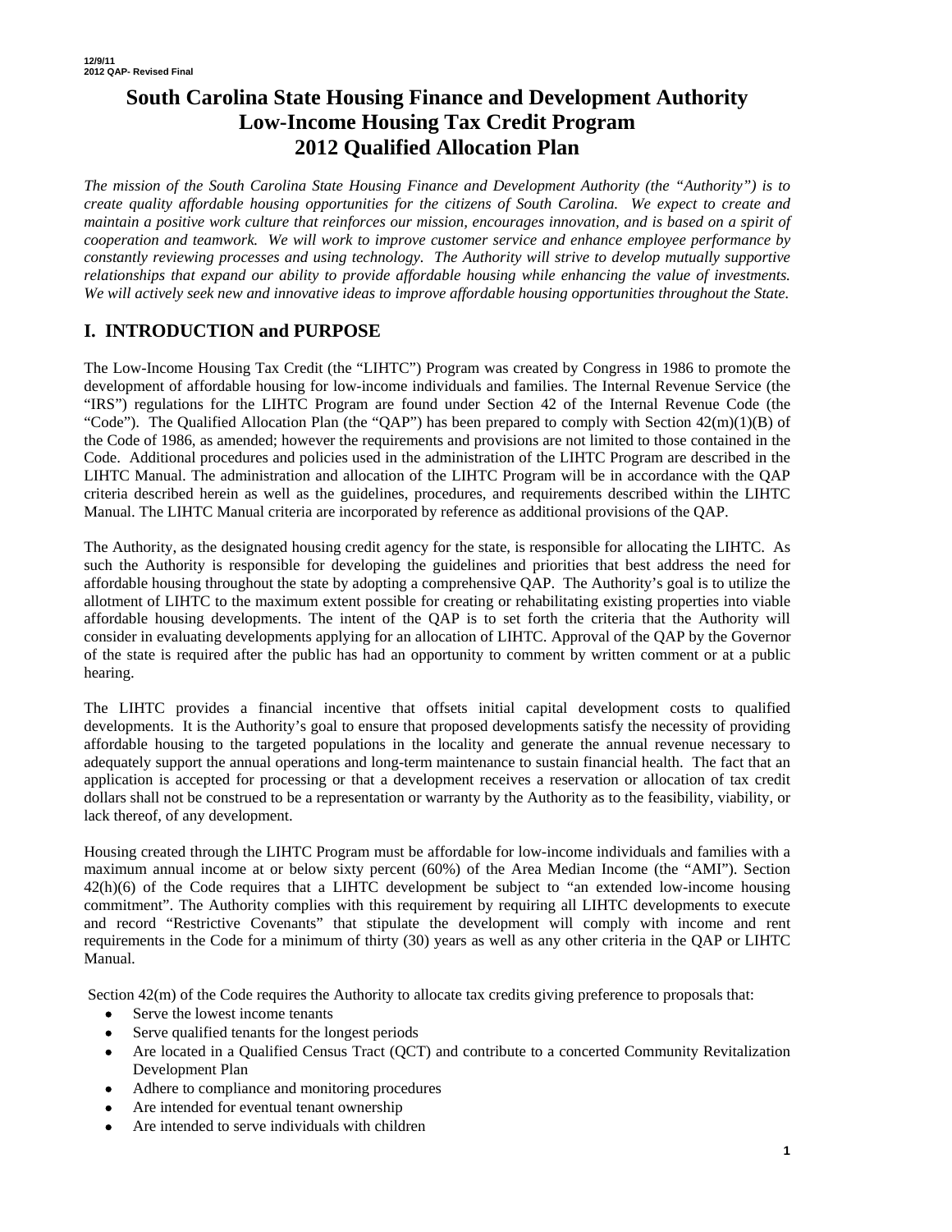12/9/11
2012 QAP- Revised Final

# South Carolina State Housing Finance and Development Authority Low-Income Housing Tax Credit Program 2012 Qualified Allocation Plan

*The mission of the South Carolina State Housing Finance and Development Authority (the "Authority") is to create quality affordable housing opportunities for the citizens of South Carolina. We expect to create and maintain a positive work culture that reinforces our mission, encourages innovation, and is based on a spirit of cooperation and teamwork. We will work to improve customer service and enhance employee performance by constantly reviewing processes and using technology. The Authority will strive to develop mutually supportive relationships that expand our ability to provide affordable housing while enhancing the value of investments. We will actively seek new and innovative ideas to improve affordable housing opportunities throughout the State.*

## I. INTRODUCTION and PURPOSE

The Low-Income Housing Tax Credit (the "LIHTC") Program was created by Congress in 1986 to promote the development of affordable housing for low-income individuals and families. The Internal Revenue Service (the "IRS") regulations for the LIHTC Program are found under Section 42 of the Internal Revenue Code (the "Code"). The Qualified Allocation Plan (the "QAP") has been prepared to comply with Section 42(m)(1)(B) of the Code of 1986, as amended; however the requirements and provisions are not limited to those contained in the Code. Additional procedures and policies used in the administration of the LIHTC Program are described in the LIHTC Manual. The administration and allocation of the LIHTC Program will be in accordance with the QAP criteria described herein as well as the guidelines, procedures, and requirements described within the LIHTC Manual. The LIHTC Manual criteria are incorporated by reference as additional provisions of the QAP.

The Authority, as the designated housing credit agency for the state, is responsible for allocating the LIHTC. As such the Authority is responsible for developing the guidelines and priorities that best address the need for affordable housing throughout the state by adopting a comprehensive QAP. The Authority's goal is to utilize the allotment of LIHTC to the maximum extent possible for creating or rehabilitating existing properties into viable affordable housing developments. The intent of the QAP is to set forth the criteria that the Authority will consider in evaluating developments applying for an allocation of LIHTC. Approval of the QAP by the Governor of the state is required after the public has had an opportunity to comment by written comment or at a public hearing.

The LIHTC provides a financial incentive that offsets initial capital development costs to qualified developments. It is the Authority's goal to ensure that proposed developments satisfy the necessity of providing affordable housing to the targeted populations in the locality and generate the annual revenue necessary to adequately support the annual operations and long-term maintenance to sustain financial health. The fact that an application is accepted for processing or that a development receives a reservation or allocation of tax credit dollars shall not be construed to be a representation or warranty by the Authority as to the feasibility, viability, or lack thereof, of any development.

Housing created through the LIHTC Program must be affordable for low-income individuals and families with a maximum annual income at or below sixty percent (60%) of the Area Median Income (the "AMI"). Section 42(h)(6) of the Code requires that a LIHTC development be subject to "an extended low-income housing commitment". The Authority complies with this requirement by requiring all LIHTC developments to execute and record "Restrictive Covenants" that stipulate the development will comply with income and rent requirements in the Code for a minimum of thirty (30) years as well as any other criteria in the QAP or LIHTC Manual.

Section 42(m) of the Code requires the Authority to allocate tax credits giving preference to proposals that:

- Serve the lowest income tenants
- Serve qualified tenants for the longest periods
- Are located in a Qualified Census Tract (QCT) and contribute to a concerted Community Revitalization Development Plan
- Adhere to compliance and monitoring procedures
- Are intended for eventual tenant ownership
- Are intended to serve individuals with children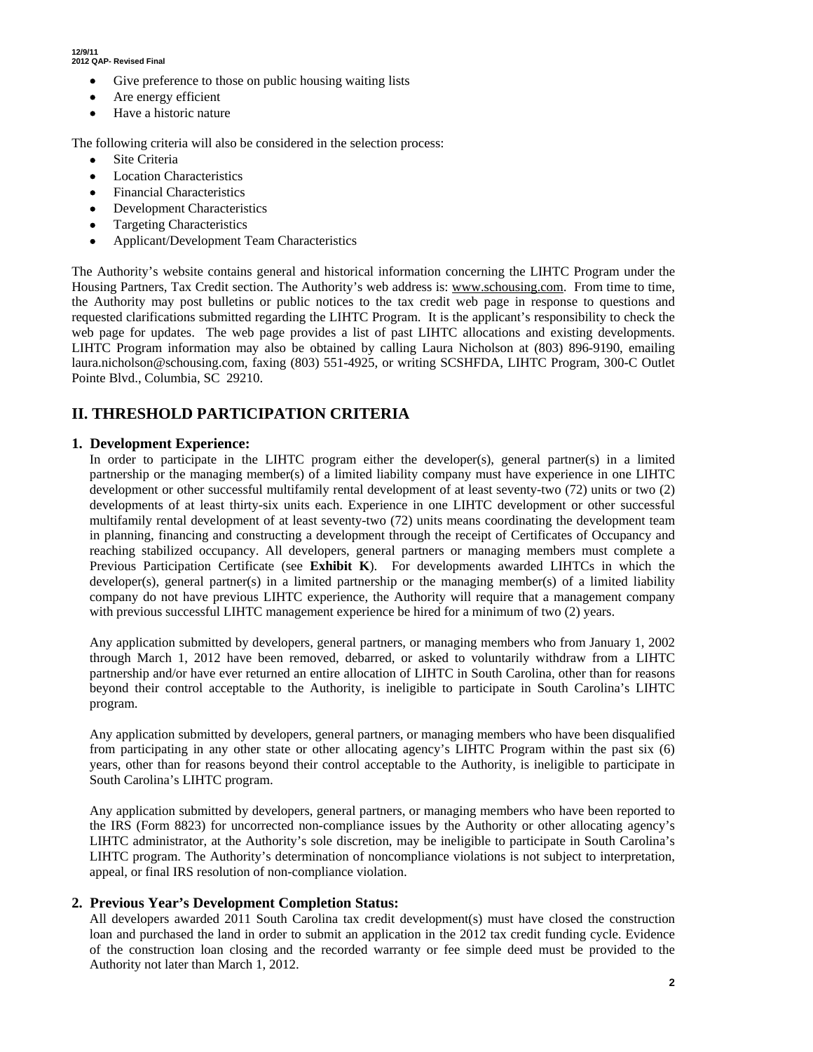- Give preference to those on public housing waiting lists
- Are energy efficient
- Have a historic nature

The following criteria will also be considered in the selection process:

- Site Criteria
- Location Characteristics
- Financial Characteristics
- Development Characteristics
- Targeting Characteristics
- Applicant/Development Team Characteristics

The Authority's website contains general and historical information concerning the LIHTC Program under the Housing Partners, Tax Credit section. The Authority's web address is: www.schousing.com. From time to time, the Authority may post bulletins or public notices to the tax credit web page in response to questions and requested clarifications submitted regarding the LIHTC Program. It is the applicant's responsibility to check the web page for updates. The web page provides a list of past LIHTC allocations and existing developments. LIHTC Program information may also be obtained by calling Laura Nicholson at (803) 896-9190, emailing laura.nicholson@schousing.com, faxing (803) 551-4925, or writing SCSHFDA, LIHTC Program, 300-C Outlet Pointe Blvd., Columbia, SC 29210.

## II. THRESHOLD PARTICIPATION CRITERIA

### 1. Development Experience:

In order to participate in the LIHTC program either the developer(s), general partner(s) in a limited partnership or the managing member(s) of a limited liability company must have experience in one LIHTC development or other successful multifamily rental development of at least seventy-two (72) units or two (2) developments of at least thirty-six units each. Experience in one LIHTC development or other successful multifamily rental development of at least seventy-two (72) units means coordinating the development team in planning, financing and constructing a development through the receipt of Certificates of Occupancy and reaching stabilized occupancy. All developers, general partners or managing members must complete a Previous Participation Certificate (see **Exhibit K**). For developments awarded LIHTCs in which the developer(s), general partner(s) in a limited partnership or the managing member(s) of a limited liability company do not have previous LIHTC experience, the Authority will require that a management company with previous successful LIHTC management experience be hired for a minimum of two (2) years.

Any application submitted by developers, general partners, or managing members who from January 1, 2002 through March 1, 2012 have been removed, debarred, or asked to voluntarily withdraw from a LIHTC partnership and/or have ever returned an entire allocation of LIHTC in South Carolina, other than for reasons beyond their control acceptable to the Authority, is ineligible to participate in South Carolina's LIHTC program.

Any application submitted by developers, general partners, or managing members who have been disqualified from participating in any other state or other allocating agency's LIHTC Program within the past six (6) years, other than for reasons beyond their control acceptable to the Authority, is ineligible to participate in South Carolina's LIHTC program.

Any application submitted by developers, general partners, or managing members who have been reported to the IRS (Form 8823) for uncorrected non-compliance issues by the Authority or other allocating agency's LIHTC administrator, at the Authority's sole discretion, may be ineligible to participate in South Carolina's LIHTC program. The Authority's determination of noncompliance violations is not subject to interpretation, appeal, or final IRS resolution of non-compliance violation.

### 2. Previous Year's Development Completion Status:

All developers awarded 2011 South Carolina tax credit development(s) must have closed the construction loan and purchased the land in order to submit an application in the 2012 tax credit funding cycle. Evidence of the construction loan closing and the recorded warranty or fee simple deed must be provided to the Authority not later than March 1, 2012.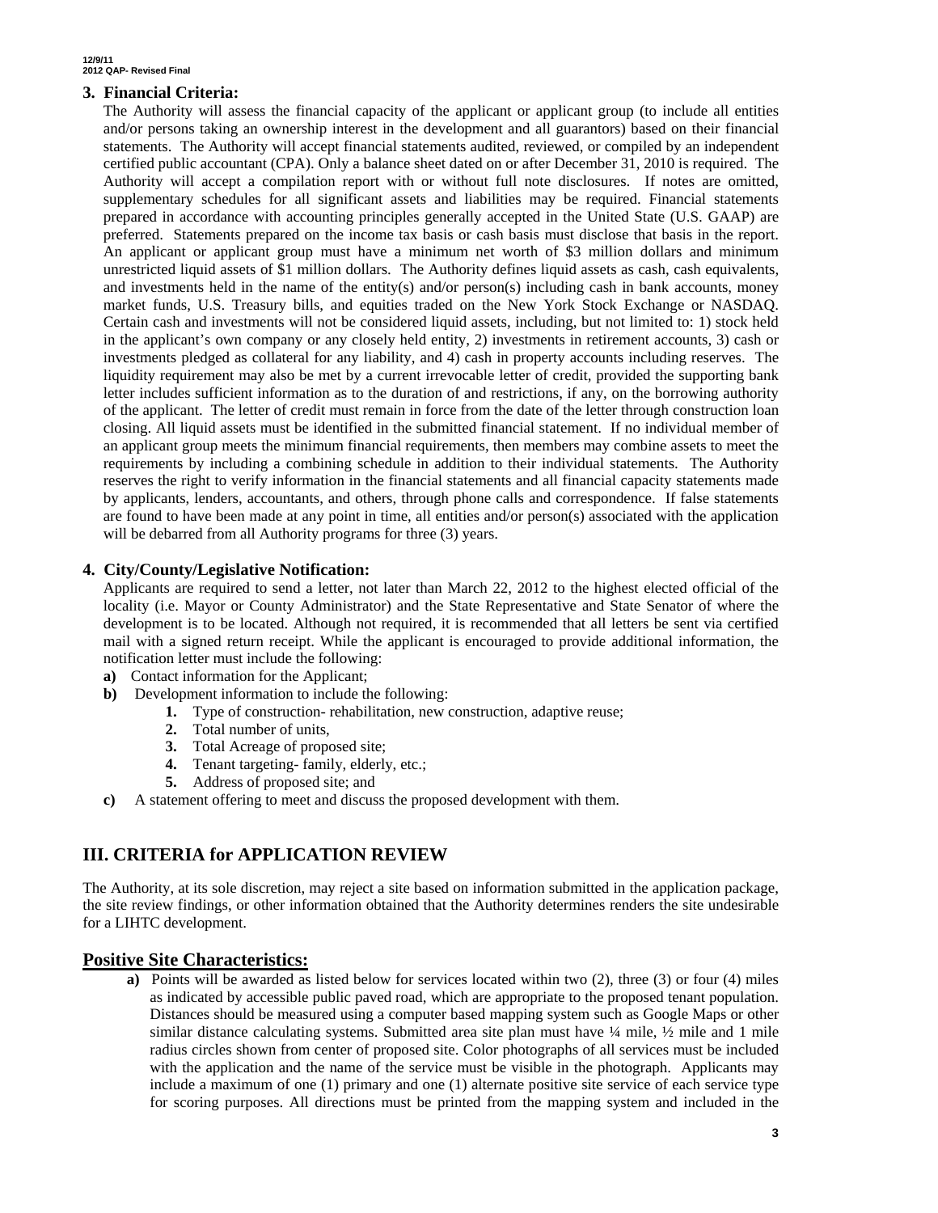### 3. Financial Criteria:

The Authority will assess the financial capacity of the applicant or applicant group (to include all entities and/or persons taking an ownership interest in the development and all guarantors) based on their financial statements. The Authority will accept financial statements audited, reviewed, or compiled by an independent certified public accountant (CPA). Only a balance sheet dated on or after December 31, 2010 is required. The Authority will accept a compilation report with or without full note disclosures. If notes are omitted, supplementary schedules for all significant assets and liabilities may be required. Financial statements prepared in accordance with accounting principles generally accepted in the United State (U.S. GAAP) are preferred. Statements prepared on the income tax basis or cash basis must disclose that basis in the report. An applicant or applicant group must have a minimum net worth of $3 million dollars and minimum unrestricted liquid assets of $1 million dollars. The Authority defines liquid assets as cash, cash equivalents, and investments held in the name of the entity(s) and/or person(s) including cash in bank accounts, money market funds, U.S. Treasury bills, and equities traded on the New York Stock Exchange or NASDAQ. Certain cash and investments will not be considered liquid assets, including, but not limited to: 1) stock held in the applicant's own company or any closely held entity, 2) investments in retirement accounts, 3) cash or investments pledged as collateral for any liability, and 4) cash in property accounts including reserves. The liquidity requirement may also be met by a current irrevocable letter of credit, provided the supporting bank letter includes sufficient information as to the duration of and restrictions, if any, on the borrowing authority of the applicant. The letter of credit must remain in force from the date of the letter through construction loan closing. All liquid assets must be identified in the submitted financial statement. If no individual member of an applicant group meets the minimum financial requirements, then members may combine assets to meet the requirements by including a combining schedule in addition to their individual statements. The Authority reserves the right to verify information in the financial statements and all financial capacity statements made by applicants, lenders, accountants, and others, through phone calls and correspondence. If false statements are found to have been made at any point in time, all entities and/or person(s) associated with the application will be debarred from all Authority programs for three (3) years.

### 4. City/County/Legislative Notification:

Applicants are required to send a letter, not later than March 22, 2012 to the highest elected official of the locality (i.e. Mayor or County Administrator) and the State Representative and State Senator of where the development is to be located. Although not required, it is recommended that all letters be sent via certified mail with a signed return receipt. While the applicant is encouraged to provide additional information, the notification letter must include the following:

- **a)** Contact information for the Applicant;
- **b)** Development information to include the following:
  1. Type of construction- rehabilitation, new construction, adaptive reuse;
  2. Total number of units,
  3. Total Acreage of proposed site;
  4. Tenant targeting- family, elderly, etc.;
  5. Address of proposed site; and
- **c)** A statement offering to meet and discuss the proposed development with them.

## III. CRITERIA for APPLICATION REVIEW

The Authority, at its sole discretion, may reject a site based on information submitted in the application package, the site review findings, or other information obtained that the Authority determines renders the site undesirable for a LIHTC development.

## Positive Site Characteristics:

**a)** Points will be awarded as listed below for services located within two (2), three (3) or four (4) miles as indicated by accessible public paved road, which are appropriate to the proposed tenant population. Distances should be measured using a computer based mapping system such as Google Maps or other similar distance calculating systems. Submitted area site plan must have ¼ mile, ½ mile and 1 mile radius circles shown from center of proposed site. Color photographs of all services must be included with the application and the name of the service must be visible in the photograph. Applicants may include a maximum of one (1) primary and one (1) alternate positive site service of each service type for scoring purposes. All directions must be printed from the mapping system and included in the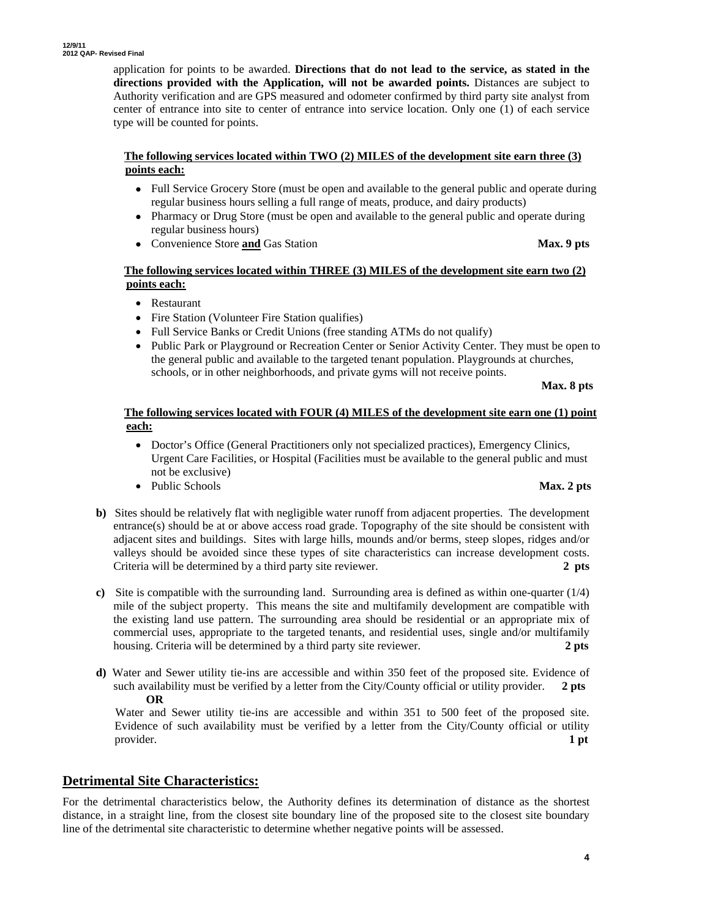application for points to be awarded. **Directions that do not lead to the service, as stated in the directions provided with the Application, will not be awarded points.** Distances are subject to Authority verification and are GPS measured and odometer confirmed by third party site analyst from center of entrance into site to center of entrance into service location. Only one (1) of each service type will be counted for points.

**The following services located within TWO (2) MILES of the development site earn three (3) points each:**

- Full Service Grocery Store (must be open and available to the general public and operate during regular business hours selling a full range of meats, produce, and dairy products)
- Pharmacy or Drug Store (must be open and available to the general public and operate during regular business hours)
- Convenience Store **and** Gas Station **Max. 9 pts**

**The following services located within THREE (3) MILES of the development site earn two (2) points each:**

- Restaurant
- Fire Station (Volunteer Fire Station qualifies)
- Full Service Banks or Credit Unions (free standing ATMs do not qualify)
- Public Park or Playground or Recreation Center or Senior Activity Center. They must be open to the general public and available to the targeted tenant population. Playgrounds at churches, schools, or in other neighborhoods, and private gyms will not receive points.

**Max. 8 pts**

**The following services located with FOUR (4) MILES of the development site earn one (1) point each:**

- Doctor's Office (General Practitioners only not specialized practices), Emergency Clinics, Urgent Care Facilities, or Hospital (Facilities must be available to the general public and must not be exclusive)
- Public Schools **Max. 2 pts**

**b)** Sites should be relatively flat with negligible water runoff from adjacent properties. The development entrance(s) should be at or above access road grade. Topography of the site should be consistent with adjacent sites and buildings. Sites with large hills, mounds and/or berms, steep slopes, ridges and/or valleys should be avoided since these types of site characteristics can increase development costs. Criteria will be determined by a third party site reviewer. **2 pts**

**c)** Site is compatible with the surrounding land. Surrounding area is defined as within one-quarter (1/4) mile of the subject property. This means the site and multifamily development are compatible with the existing land use pattern. The surrounding area should be residential or an appropriate mix of commercial uses, appropriate to the targeted tenants, and residential uses, single and/or multifamily housing. Criteria will be determined by a third party site reviewer. **2 pts**

**d)** Water and Sewer utility tie-ins are accessible and within 350 feet of the proposed site. Evidence of such availability must be verified by a letter from the City/County official or utility provider. **2 pts**

**OR**

Water and Sewer utility tie-ins are accessible and within 351 to 500 feet of the proposed site. Evidence of such availability must be verified by a letter from the City/County official or utility provider. **1 pt**

## Detrimental Site Characteristics:

For the detrimental characteristics below, the Authority defines its determination of distance as the shortest distance, in a straight line, from the closest site boundary line of the proposed site to the closest site boundary line of the detrimental site characteristic to determine whether negative points will be assessed.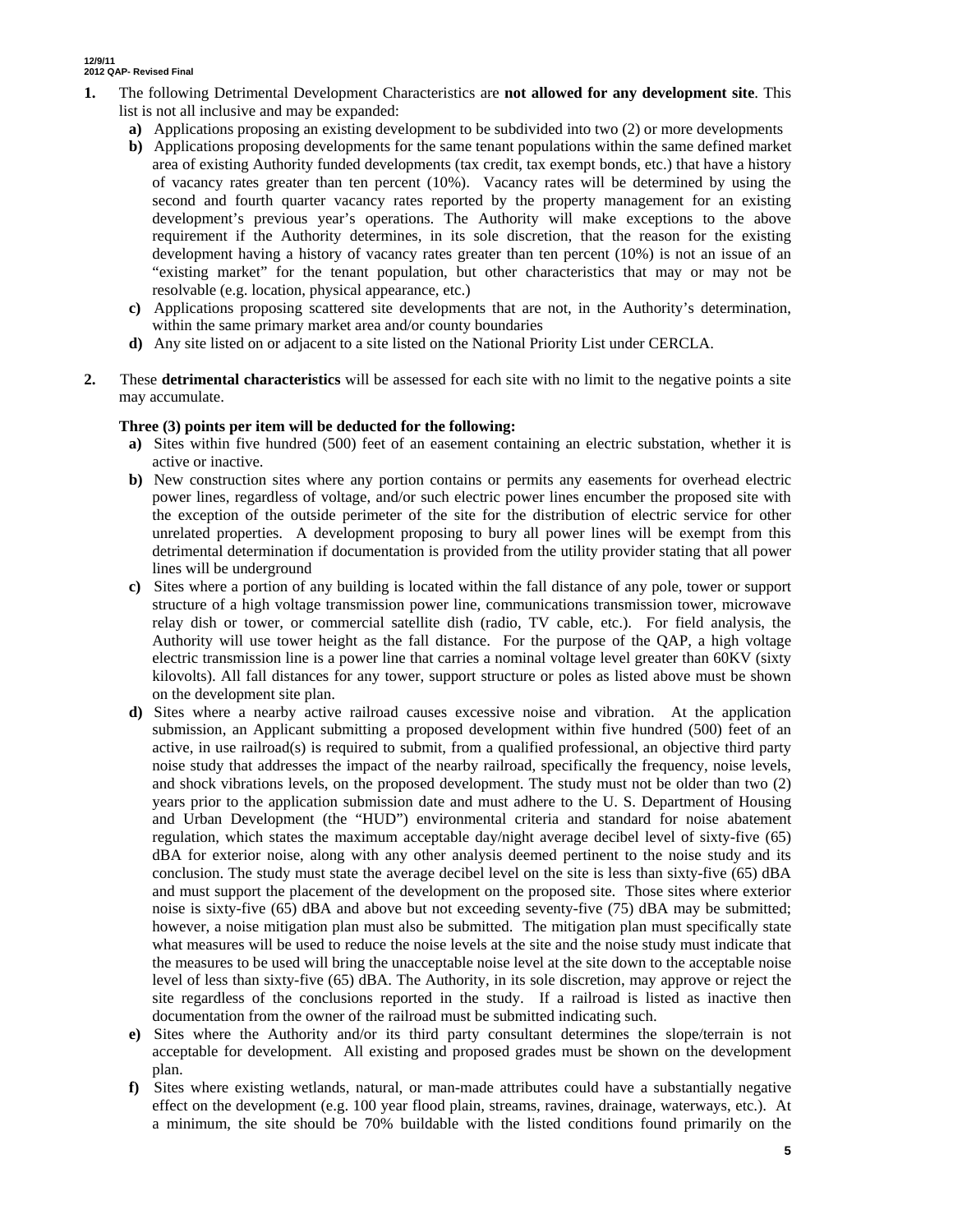1. The following Detrimental Development Characteristics are **not allowed for any development site**. This list is not all inclusive and may be expanded:
   - **a)** Applications proposing an existing development to be subdivided into two (2) or more developments
   - **b)** Applications proposing developments for the same tenant populations within the same defined market area of existing Authority funded developments (tax credit, tax exempt bonds, etc.) that have a history of vacancy rates greater than ten percent (10%). Vacancy rates will be determined by using the second and fourth quarter vacancy rates reported by the property management for an existing development's previous year's operations. The Authority will make exceptions to the above requirement if the Authority determines, in its sole discretion, that the reason for the existing development having a history of vacancy rates greater than ten percent (10%) is not an issue of an "existing market" for the tenant population, but other characteristics that may or may not be resolvable (e.g. location, physical appearance, etc.)
   - **c)** Applications proposing scattered site developments that are not, in the Authority's determination, within the same primary market area and/or county boundaries
   - **d)** Any site listed on or adjacent to a site listed on the National Priority List under CERCLA.

2. These **detrimental characteristics** will be assessed for each site with no limit to the negative points a site may accumulate.

   **Three (3) points per item will be deducted for the following:**
   - **a)** Sites within five hundred (500) feet of an easement containing an electric substation, whether it is active or inactive.
   - **b)** New construction sites where any portion contains or permits any easements for overhead electric power lines, regardless of voltage, and/or such electric power lines encumber the proposed site with the exception of the outside perimeter of the site for the distribution of electric service for other unrelated properties. A development proposing to bury all power lines will be exempt from this detrimental determination if documentation is provided from the utility provider stating that all power lines will be underground
   - **c)** Sites where a portion of any building is located within the fall distance of any pole, tower or support structure of a high voltage transmission power line, communications transmission tower, microwave relay dish or tower, or commercial satellite dish (radio, TV cable, etc.). For field analysis, the Authority will use tower height as the fall distance. For the purpose of the QAP, a high voltage electric transmission line is a power line that carries a nominal voltage level greater than 60KV (sixty kilovolts). All fall distances for any tower, support structure or poles as listed above must be shown on the development site plan.
   - **d)** Sites where a nearby active railroad causes excessive noise and vibration. At the application submission, an Applicant submitting a proposed development within five hundred (500) feet of an active, in use railroad(s) is required to submit, from a qualified professional, an objective third party noise study that addresses the impact of the nearby railroad, specifically the frequency, noise levels, and shock vibrations levels, on the proposed development. The study must not be older than two (2) years prior to the application submission date and must adhere to the U. S. Department of Housing and Urban Development (the "HUD") environmental criteria and standard for noise abatement regulation, which states the maximum acceptable day/night average decibel level of sixty-five (65) dBA for exterior noise, along with any other analysis deemed pertinent to the noise study and its conclusion. The study must state the average decibel level on the site is less than sixty-five (65) dBA and must support the placement of the development on the proposed site. Those sites where exterior noise is sixty-five (65) dBA and above but not exceeding seventy-five (75) dBA may be submitted; however, a noise mitigation plan must also be submitted. The mitigation plan must specifically state what measures will be used to reduce the noise levels at the site and the noise study must indicate that the measures to be used will bring the unacceptable noise level at the site down to the acceptable noise level of less than sixty-five (65) dBA. The Authority, in its sole discretion, may approve or reject the site regardless of the conclusions reported in the study. If a railroad is listed as inactive then documentation from the owner of the railroad must be submitted indicating such.
   - **e)** Sites where the Authority and/or its third party consultant determines the slope/terrain is not acceptable for development. All existing and proposed grades must be shown on the development plan.
   - **f)** Sites where existing wetlands, natural, or man-made attributes could have a substantially negative effect on the development (e.g. 100 year flood plain, streams, ravines, drainage, waterways, etc.). At a minimum, the site should be 70% buildable with the listed conditions found primarily on the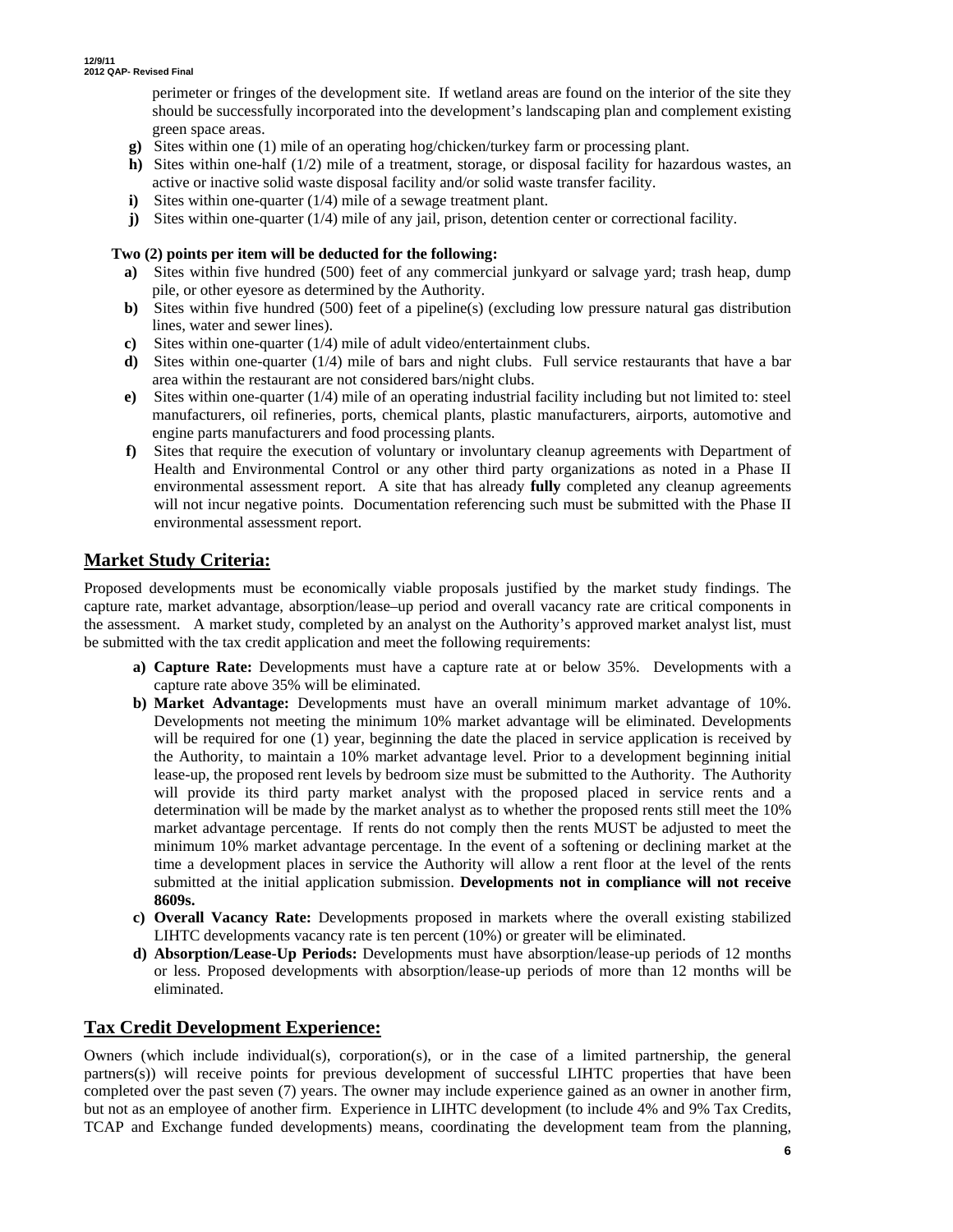perimeter or fringes of the development site. If wetland areas are found on the interior of the site they should be successfully incorporated into the development's landscaping plan and complement existing green space areas.

- **g)** Sites within one (1) mile of an operating hog/chicken/turkey farm or processing plant.
- **h)** Sites within one-half (1/2) mile of a treatment, storage, or disposal facility for hazardous wastes, an active or inactive solid waste disposal facility and/or solid waste transfer facility.
- **i)** Sites within one-quarter (1/4) mile of a sewage treatment plant.
- **j)** Sites within one-quarter (1/4) mile of any jail, prison, detention center or correctional facility.

**Two (2) points per item will be deducted for the following:**

- **a)** Sites within five hundred (500) feet of any commercial junkyard or salvage yard; trash heap, dump pile, or other eyesore as determined by the Authority.
- **b)** Sites within five hundred (500) feet of a pipeline(s) (excluding low pressure natural gas distribution lines, water and sewer lines).
- **c)** Sites within one-quarter (1/4) mile of adult video/entertainment clubs.
- **d)** Sites within one-quarter (1/4) mile of bars and night clubs. Full service restaurants that have a bar area within the restaurant are not considered bars/night clubs.
- **e)** Sites within one-quarter (1/4) mile of an operating industrial facility including but not limited to: steel manufacturers, oil refineries, ports, chemical plants, plastic manufacturers, airports, automotive and engine parts manufacturers and food processing plants.
- **f)** Sites that require the execution of voluntary or involuntary cleanup agreements with Department of Health and Environmental Control or any other third party organizations as noted in a Phase II environmental assessment report. A site that has already **fully** completed any cleanup agreements will not incur negative points. Documentation referencing such must be submitted with the Phase II environmental assessment report.

## Market Study Criteria:

Proposed developments must be economically viable proposals justified by the market study findings. The capture rate, market advantage, absorption/lease–up period and overall vacancy rate are critical components in the assessment. A market study, completed by an analyst on the Authority's approved market analyst list, must be submitted with the tax credit application and meet the following requirements:

- **a) Capture Rate:** Developments must have a capture rate at or below 35%. Developments with a capture rate above 35% will be eliminated.
- **b) Market Advantage:** Developments must have an overall minimum market advantage of 10%. Developments not meeting the minimum 10% market advantage will be eliminated. Developments will be required for one (1) year, beginning the date the placed in service application is received by the Authority, to maintain a 10% market advantage level. Prior to a development beginning initial lease-up, the proposed rent levels by bedroom size must be submitted to the Authority. The Authority will provide its third party market analyst with the proposed placed in service rents and a determination will be made by the market analyst as to whether the proposed rents still meet the 10% market advantage percentage. If rents do not comply then the rents MUST be adjusted to meet the minimum 10% market advantage percentage. In the event of a softening or declining market at the time a development places in service the Authority will allow a rent floor at the level of the rents submitted at the initial application submission. **Developments not in compliance will not receive 8609s.**
- **c) Overall Vacancy Rate:** Developments proposed in markets where the overall existing stabilized LIHTC developments vacancy rate is ten percent (10%) or greater will be eliminated.
- **d) Absorption/Lease-Up Periods:** Developments must have absorption/lease-up periods of 12 months or less. Proposed developments with absorption/lease-up periods of more than 12 months will be eliminated.

## Tax Credit Development Experience:

Owners (which include individual(s), corporation(s), or in the case of a limited partnership, the general partners(s)) will receive points for previous development of successful LIHTC properties that have been completed over the past seven (7) years. The owner may include experience gained as an owner in another firm, but not as an employee of another firm. Experience in LIHTC development (to include 4% and 9% Tax Credits, TCAP and Exchange funded developments) means, coordinating the development team from the planning,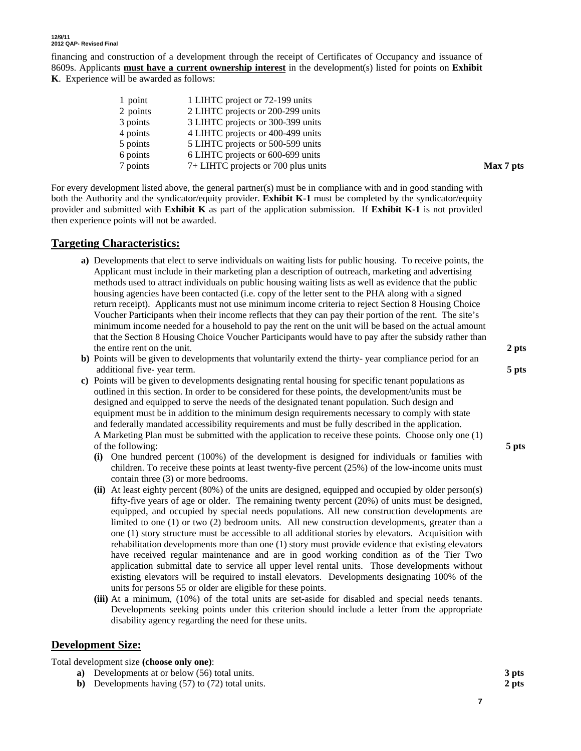financing and construction of a development through the receipt of Certificates of Occupancy and issuance of 8609s. Applicants **must have a current ownership interest** in the development(s) listed for points on **Exhibit K**. Experience will be awarded as follows:

| | | |
|---|---|---|
| 1 point | 1 LIHTC project or 72-199 units | |
| 2 points | 2 LIHTC projects or 200-299 units | |
| 3 points | 3 LIHTC projects or 300-399 units | |
| 4 points | 4 LIHTC projects or 400-499 units | |
| 5 points | 5 LIHTC projects or 500-599 units | |
| 6 points | 6 LIHTC projects or 600-699 units | |
| 7 points | 7+ LIHTC projects or 700 plus units | **Max 7 pts** |

For every development listed above, the general partner(s) must be in compliance with and in good standing with both the Authority and the syndicator/equity provider. **Exhibit K-1** must be completed by the syndicator/equity provider and submitted with **Exhibit K** as part of the application submission. If **Exhibit K-1** is not provided then experience points will not be awarded.

## Targeting Characteristics:

**a)** Developments that elect to serve individuals on waiting lists for public housing. To receive points, the Applicant must include in their marketing plan a description of outreach, marketing and advertising methods used to attract individuals on public housing waiting lists as well as evidence that the public housing agencies have been contacted (i.e. copy of the letter sent to the PHA along with a signed return receipt). Applicants must not use minimum income criteria to reject Section 8 Housing Choice Voucher Participants when their income reflects that they can pay their portion of the rent. The site's minimum income needed for a household to pay the rent on the unit will be based on the actual amount that the Section 8 Housing Choice Voucher Participants would have to pay after the subsidy rather than the entire rent on the unit. **2 pts**

**b)** Points will be given to developments that voluntarily extend the thirty- year compliance period for an additional five- year term. **5 pts**

**c)** Points will be given to developments designating rental housing for specific tenant populations as outlined in this section. In order to be considered for these points, the development/units must be designed and equipped to serve the needs of the designated tenant population. Such design and equipment must be in addition to the minimum design requirements necessary to comply with state and federally mandated accessibility requirements and must be fully described in the application. A Marketing Plan must be submitted with the application to receive these points. Choose only one (1) of the following: **5 pts**

- **(i)** One hundred percent (100%) of the development is designed for individuals or families with children. To receive these points at least twenty-five percent (25%) of the low-income units must contain three (3) or more bedrooms.
- **(ii)** At least eighty percent (80%) of the units are designed, equipped and occupied by older person(s) fifty-five years of age or older. The remaining twenty percent (20%) of units must be designed, equipped, and occupied by special needs populations. All new construction developments are limited to one (1) or two (2) bedroom units. All new construction developments, greater than a one (1) story structure must be accessible to all additional stories by elevators. Acquisition with rehabilitation developments more than one (1) story must provide evidence that existing elevators have received regular maintenance and are in good working condition as of the Tier Two application submittal date to service all upper level rental units. Those developments without existing elevators will be required to install elevators. Developments designating 100% of the units for persons 55 or older are eligible for these points.
- **(iii)** At a minimum, (10%) of the total units are set-aside for disabled and special needs tenants. Developments seeking points under this criterion should include a letter from the appropriate disability agency regarding the need for these units.

## Development Size:

Total development size **(choose only one)**:

**a)** Developments at or below (56) total units. **3 pts**

**b)** Developments having (57) to (72) total units. **2 pts**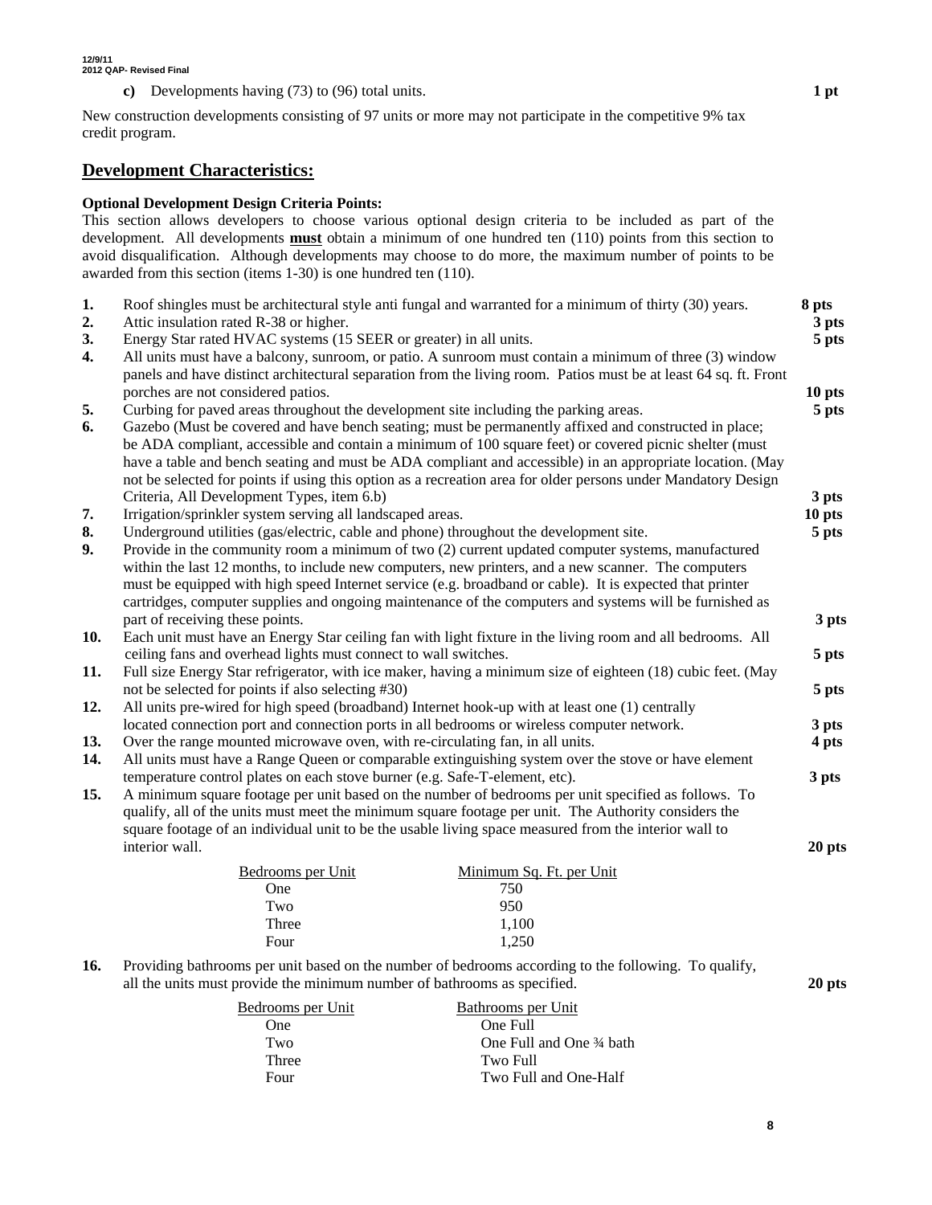**c)** Developments having (73) to (96) total units. **1 pt**

New construction developments consisting of 97 units or more may not participate in the competitive 9% tax credit program.

## Development Characteristics:

**Optional Development Design Criteria Points:**

This section allows developers to choose various optional design criteria to be included as part of the development. All developments **must** obtain a minimum of one hundred ten (110) points from this section to avoid disqualification. Although developments may choose to do more, the maximum number of points to be awarded from this section (items 1-30) is one hundred ten (110).

**1.** Roof shingles must be architectural style anti fungal and warranted for a minimum of thirty (30) years. **8 pts**

**2.** Attic insulation rated R-38 or higher. **3 pts**

**3.** Energy Star rated HVAC systems (15 SEER or greater) in all units. **5 pts**

**4.** All units must have a balcony, sunroom, or patio. A sunroom must contain a minimum of three (3) window panels and have distinct architectural separation from the living room. Patios must be at least 64 sq. ft. Front porches are not considered patios. **10 pts**

**5.** Curbing for paved areas throughout the development site including the parking areas. **5 pts**

**6.** Gazebo (Must be covered and have bench seating; must be permanently affixed and constructed in place; be ADA compliant, accessible and contain a minimum of 100 square feet) or covered picnic shelter (must have a table and bench seating and must be ADA compliant and accessible) in an appropriate location. (May not be selected for points if using this option as a recreation area for older persons under Mandatory Design Criteria, All Development Types, item 6.b) **3 pts**

**7.** Irrigation/sprinkler system serving all landscaped areas. **10 pts**

**8.** Underground utilities (gas/electric, cable and phone) throughout the development site. **5 pts**

**9.** Provide in the community room a minimum of two (2) current updated computer systems, manufactured within the last 12 months, to include new computers, new printers, and a new scanner. The computers must be equipped with high speed Internet service (e.g. broadband or cable). It is expected that printer cartridges, computer supplies and ongoing maintenance of the computers and systems will be furnished as part of receiving these points. **3 pts**

**10.** Each unit must have an Energy Star ceiling fan with light fixture in the living room and all bedrooms. All ceiling fans and overhead lights must connect to wall switches. **5 pts**

**11.** Full size Energy Star refrigerator, with ice maker, having a minimum size of eighteen (18) cubic feet. (May not be selected for points if also selecting #30) **5 pts**

**12.** All units pre-wired for high speed (broadband) Internet hook-up with at least one (1) centrally located connection port and connection ports in all bedrooms or wireless computer network. **3 pts**

**13.** Over the range mounted microwave oven, with re-circulating fan, in all units. **4 pts**

**14.** All units must have a Range Queen or comparable extinguishing system over the stove or have element temperature control plates on each stove burner (e.g. Safe-T-element, etc). **3 pts**

**15.** A minimum square footage per unit based on the number of bedrooms per unit specified as follows. To qualify, all of the units must meet the minimum square footage per unit. The Authority considers the square footage of an individual unit to be the usable living space measured from the interior wall to interior wall. **20 pts**

| Bedrooms per Unit | Minimum Sq. Ft. per Unit |
|---|---|
| One | 750 |
| Two | 950 |
| Three | 1,100 |
| Four | 1,250 |

**16.** Providing bathrooms per unit based on the number of bedrooms according to the following. To qualify, all the units must provide the minimum number of bathrooms as specified. **20 pts**

| Bedrooms per Unit | Bathrooms per Unit |
|---|---|
| One | One Full |
| Two | One Full and One ¾ bath |
| Three | Two Full |
| Four | Two Full and One-Half |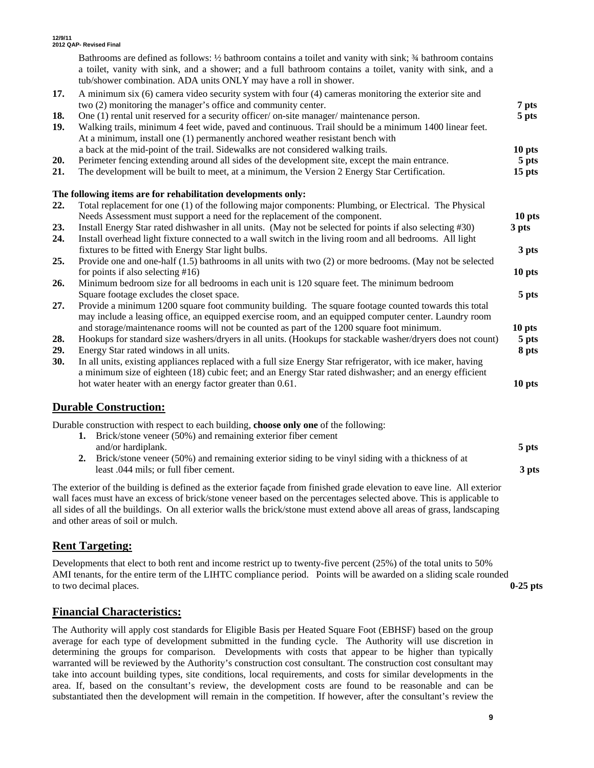Bathrooms are defined as follows: ½ bathroom contains a toilet and vanity with sink; ¾ bathroom contains a toilet, vanity with sink, and a shower; and a full bathroom contains a toilet, vanity with sink, and a tub/shower combination. ADA units ONLY may have a roll in shower.

| | | |
|---|---|---|
| **17.** | A minimum six (6) camera video security system with four (4) cameras monitoring the exterior site and two (2) monitoring the manager's office and community center. | **7 pts** |
| **18.** | One (1) rental unit reserved for a security officer/ on-site manager/ maintenance person. | **5 pts** |
| **19.** | Walking trails, minimum 4 feet wide, paved and continuous. Trail should be a minimum 1400 linear feet. At a minimum, install one (1) permanently anchored weather resistant bench with a back at the mid-point of the trail. Sidewalks are not considered walking trails. | **10 pts** |
| **20.** | Perimeter fencing extending around all sides of the development site, except the main entrance. | **5 pts** |
| **21.** | The development will be built to meet, at a minimum, the Version 2 Energy Star Certification. | **15 pts** |

**The following items are for rehabilitation developments only:**

| | | |
|---|---|---|
| **22.** | Total replacement for one (1) of the following major components: Plumbing, or Electrical. The Physical Needs Assessment must support a need for the replacement of the component. | **10 pts** |
| **23.** | Install Energy Star rated dishwasher in all units. (May not be selected for points if also selecting #30) | **3 pts** |
| **24.** | Install overhead light fixture connected to a wall switch in the living room and all bedrooms. All light fixtures to be fitted with Energy Star light bulbs. | **3 pts** |
| **25.** | Provide one and one-half (1.5) bathrooms in all units with two (2) or more bedrooms. (May not be selected for points if also selecting #16) | **10 pts** |
| **26.** | Minimum bedroom size for all bedrooms in each unit is 120 square feet. The minimum bedroom Square footage excludes the closet space. | **5 pts** |
| **27.** | Provide a minimum 1200 square foot community building. The square footage counted towards this total may include a leasing office, an equipped exercise room, and an equipped computer center. Laundry room and storage/maintenance rooms will not be counted as part of the 1200 square foot minimum. | **10 pts** |
| **28.** | Hookups for standard size washers/dryers in all units. (Hookups for stackable washer/dryers does not count) | **5 pts** |
| **29.** | Energy Star rated windows in all units. | **8 pts** |
| **30.** | In all units, existing appliances replaced with a full size Energy Star refrigerator, with ice maker, having a minimum size of eighteen (18) cubic feet; and an Energy Star rated dishwasher; and an energy efficient hot water heater with an energy factor greater than 0.61. | **10 pts** |

## Durable Construction:

Durable construction with respect to each building, **choose only one** of the following:

1. Brick/stone veneer (50%) and remaining exterior fiber cement and/or hardiplank. **5 pts**
2. Brick/stone veneer (50%) and remaining exterior siding to be vinyl siding with a thickness of at least .044 mils; or full fiber cement. **3 pts**

The exterior of the building is defined as the exterior façade from finished grade elevation to eave line. All exterior wall faces must have an excess of brick/stone veneer based on the percentages selected above. This is applicable to all sides of all the buildings. On all exterior walls the brick/stone must extend above all areas of grass, landscaping and other areas of soil or mulch.

## Rent Targeting:

Developments that elect to both rent and income restrict up to twenty-five percent (25%) of the total units to 50% AMI tenants, for the entire term of the LIHTC compliance period. Points will be awarded on a sliding scale rounded to two decimal places. **0-25 pts**

## Financial Characteristics:

The Authority will apply cost standards for Eligible Basis per Heated Square Foot (EBHSF) based on the group average for each type of development submitted in the funding cycle. The Authority will use discretion in determining the groups for comparison. Developments with costs that appear to be higher than typically warranted will be reviewed by the Authority's construction cost consultant. The construction cost consultant may take into account building types, site conditions, local requirements, and costs for similar developments in the area. If, based on the consultant's review, the development costs are found to be reasonable and can be substantiated then the development will remain in the competition. If however, after the consultant's review the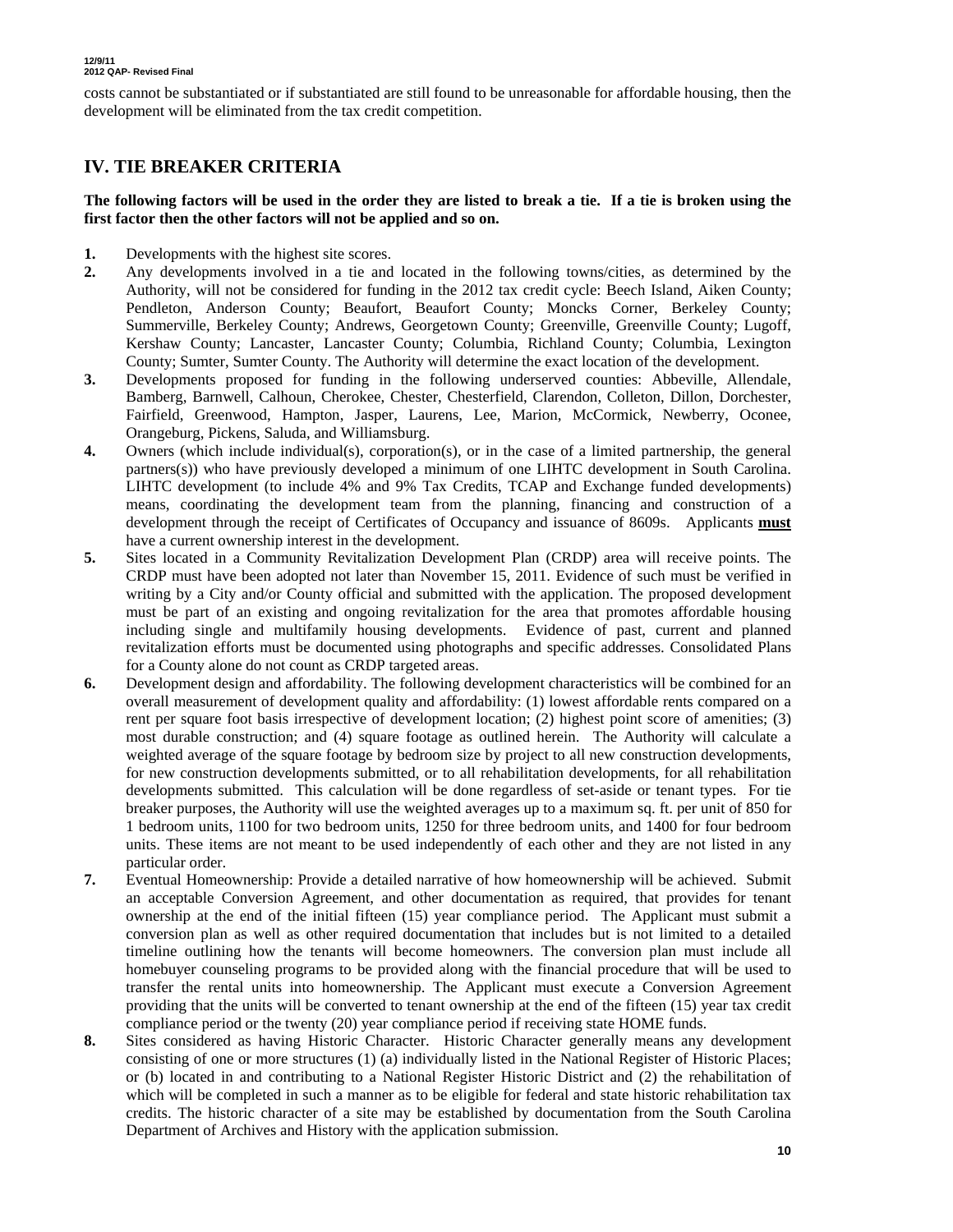costs cannot be substantiated or if substantiated are still found to be unreasonable for affordable housing, then the development will be eliminated from the tax credit competition.

## IV. TIE BREAKER CRITERIA

**The following factors will be used in the order they are listed to break a tie. If a tie is broken using the first factor then the other factors will not be applied and so on.**

1. Developments with the highest site scores.
2. Any developments involved in a tie and located in the following towns/cities, as determined by the Authority, will not be considered for funding in the 2012 tax credit cycle: Beech Island, Aiken County; Pendleton, Anderson County; Beaufort, Beaufort County; Moncks Corner, Berkeley County; Summerville, Berkeley County; Andrews, Georgetown County; Greenville, Greenville County; Lugoff, Kershaw County; Lancaster, Lancaster County; Columbia, Richland County; Columbia, Lexington County; Sumter, Sumter County. The Authority will determine the exact location of the development.
3. Developments proposed for funding in the following underserved counties: Abbeville, Allendale, Bamberg, Barnwell, Calhoun, Cherokee, Chester, Chesterfield, Clarendon, Colleton, Dillon, Dorchester, Fairfield, Greenwood, Hampton, Jasper, Laurens, Lee, Marion, McCormick, Newberry, Oconee, Orangeburg, Pickens, Saluda, and Williamsburg.
4. Owners (which include individual(s), corporation(s), or in the case of a limited partnership, the general partners(s)) who have previously developed a minimum of one LIHTC development in South Carolina. LIHTC development (to include 4% and 9% Tax Credits, TCAP and Exchange funded developments) means, coordinating the development team from the planning, financing and construction of a development through the receipt of Certificates of Occupancy and issuance of 8609s. Applicants **must** have a current ownership interest in the development.
5. Sites located in a Community Revitalization Development Plan (CRDP) area will receive points. The CRDP must have been adopted not later than November 15, 2011. Evidence of such must be verified in writing by a City and/or County official and submitted with the application. The proposed development must be part of an existing and ongoing revitalization for the area that promotes affordable housing including single and multifamily housing developments. Evidence of past, current and planned revitalization efforts must be documented using photographs and specific addresses. Consolidated Plans for a County alone do not count as CRDP targeted areas.
6. Development design and affordability. The following development characteristics will be combined for an overall measurement of development quality and affordability: (1) lowest affordable rents compared on a rent per square foot basis irrespective of development location; (2) highest point score of amenities; (3) most durable construction; and (4) square footage as outlined herein. The Authority will calculate a weighted average of the square footage by bedroom size by project to all new construction developments, for new construction developments submitted, or to all rehabilitation developments, for all rehabilitation developments submitted. This calculation will be done regardless of set-aside or tenant types. For tie breaker purposes, the Authority will use the weighted averages up to a maximum sq. ft. per unit of 850 for 1 bedroom units, 1100 for two bedroom units, 1250 for three bedroom units, and 1400 for four bedroom units. These items are not meant to be used independently of each other and they are not listed in any particular order.
7. Eventual Homeownership: Provide a detailed narrative of how homeownership will be achieved. Submit an acceptable Conversion Agreement, and other documentation as required, that provides for tenant ownership at the end of the initial fifteen (15) year compliance period. The Applicant must submit a conversion plan as well as other required documentation that includes but is not limited to a detailed timeline outlining how the tenants will become homeowners. The conversion plan must include all homebuyer counseling programs to be provided along with the financial procedure that will be used to transfer the rental units into homeownership. The Applicant must execute a Conversion Agreement providing that the units will be converted to tenant ownership at the end of the fifteen (15) year tax credit compliance period or the twenty (20) year compliance period if receiving state HOME funds.
8. Sites considered as having Historic Character. Historic Character generally means any development consisting of one or more structures (1) (a) individually listed in the National Register of Historic Places; or (b) located in and contributing to a National Register Historic District and (2) the rehabilitation of which will be completed in such a manner as to be eligible for federal and state historic rehabilitation tax credits. The historic character of a site may be established by documentation from the South Carolina Department of Archives and History with the application submission.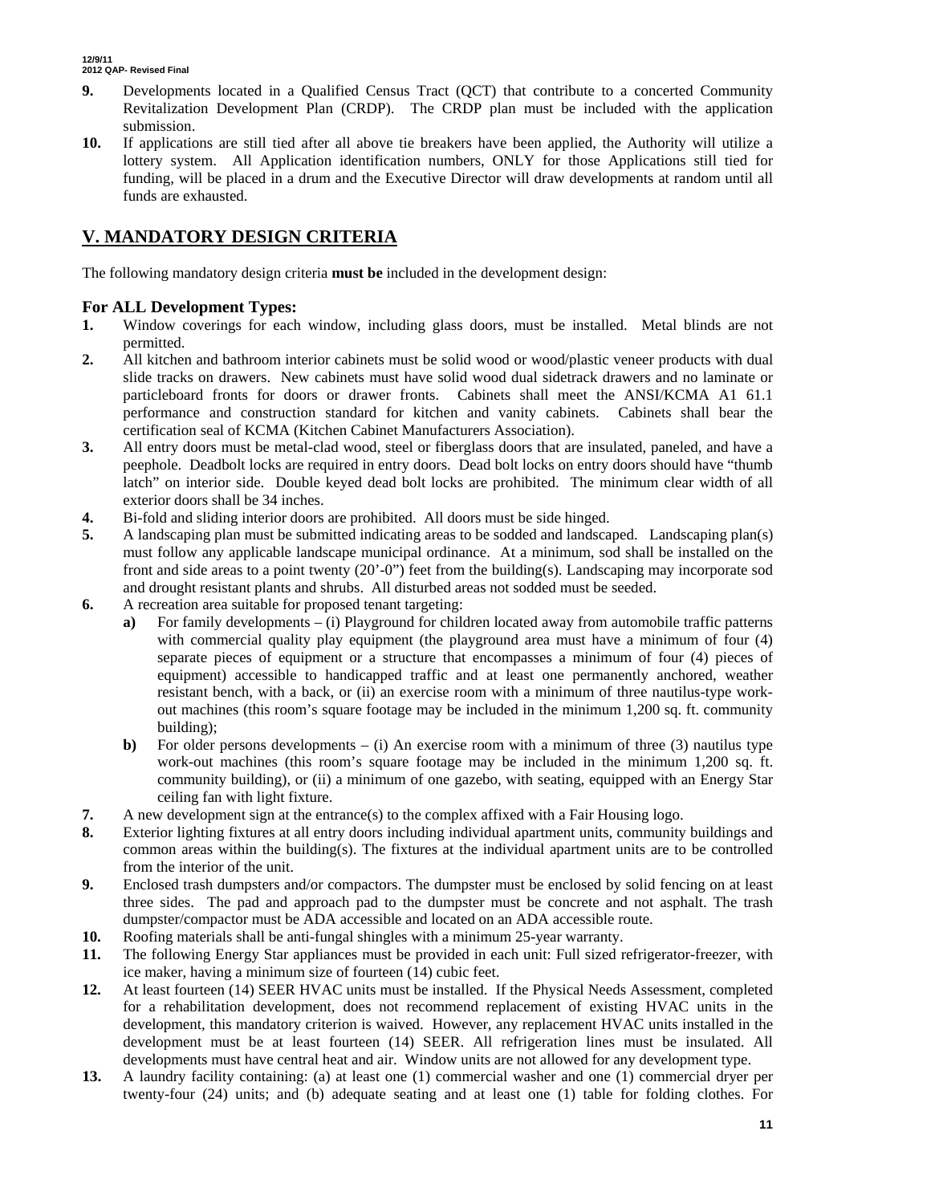**9.** Developments located in a Qualified Census Tract (QCT) that contribute to a concerted Community Revitalization Development Plan (CRDP). The CRDP plan must be included with the application submission.

**10.** If applications are still tied after all above tie breakers have been applied, the Authority will utilize a lottery system. All Application identification numbers, ONLY for those Applications still tied for funding, will be placed in a drum and the Executive Director will draw developments at random until all funds are exhausted.

## V. MANDATORY DESIGN CRITERIA

The following mandatory design criteria **must be** included in the development design:

### For ALL Development Types:

**1.** Window coverings for each window, including glass doors, must be installed. Metal blinds are not permitted.

**2.** All kitchen and bathroom interior cabinets must be solid wood or wood/plastic veneer products with dual slide tracks on drawers. New cabinets must have solid wood dual sidetrack drawers and no laminate or particleboard fronts for doors or drawer fronts. Cabinets shall meet the ANSI/KCMA A1 61.1 performance and construction standard for kitchen and vanity cabinets. Cabinets shall bear the certification seal of KCMA (Kitchen Cabinet Manufacturers Association).

**3.** All entry doors must be metal-clad wood, steel or fiberglass doors that are insulated, paneled, and have a peephole. Deadbolt locks are required in entry doors. Dead bolt locks on entry doors should have "thumb latch" on interior side. Double keyed dead bolt locks are prohibited. The minimum clear width of all exterior doors shall be 34 inches.

**4.** Bi-fold and sliding interior doors are prohibited. All doors must be side hinged.

**5.** A landscaping plan must be submitted indicating areas to be sodded and landscaped. Landscaping plan(s) must follow any applicable landscape municipal ordinance. At a minimum, sod shall be installed on the front and side areas to a point twenty (20'-0") feet from the building(s). Landscaping may incorporate sod and drought resistant plants and shrubs. All disturbed areas not sodded must be seeded.

**6.** A recreation area suitable for proposed tenant targeting:

- **a)** For family developments – (i) Playground for children located away from automobile traffic patterns with commercial quality play equipment (the playground area must have a minimum of four (4) separate pieces of equipment or a structure that encompasses a minimum of four (4) pieces of equipment) accessible to handicapped traffic and at least one permanently anchored, weather resistant bench, with a back, or (ii) an exercise room with a minimum of three nautilus-type work-out machines (this room's square footage may be included in the minimum 1,200 sq. ft. community building);
- **b)** For older persons developments – (i) An exercise room with a minimum of three (3) nautilus type work-out machines (this room's square footage may be included in the minimum 1,200 sq. ft. community building), or (ii) a minimum of one gazebo, with seating, equipped with an Energy Star ceiling fan with light fixture.

**7.** A new development sign at the entrance(s) to the complex affixed with a Fair Housing logo.

**8.** Exterior lighting fixtures at all entry doors including individual apartment units, community buildings and common areas within the building(s). The fixtures at the individual apartment units are to be controlled from the interior of the unit.

**9.** Enclosed trash dumpsters and/or compactors. The dumpster must be enclosed by solid fencing on at least three sides. The pad and approach pad to the dumpster must be concrete and not asphalt. The trash dumpster/compactor must be ADA accessible and located on an ADA accessible route.

**10.** Roofing materials shall be anti-fungal shingles with a minimum 25-year warranty.

**11.** The following Energy Star appliances must be provided in each unit: Full sized refrigerator-freezer, with ice maker, having a minimum size of fourteen (14) cubic feet.

**12.** At least fourteen (14) SEER HVAC units must be installed. If the Physical Needs Assessment, completed for a rehabilitation development, does not recommend replacement of existing HVAC units in the development, this mandatory criterion is waived. However, any replacement HVAC units installed in the development must be at least fourteen (14) SEER. All refrigeration lines must be insulated. All developments must have central heat and air. Window units are not allowed for any development type.

**13.** A laundry facility containing: (a) at least one (1) commercial washer and one (1) commercial dryer per twenty-four (24) units; and (b) adequate seating and at least one (1) table for folding clothes. For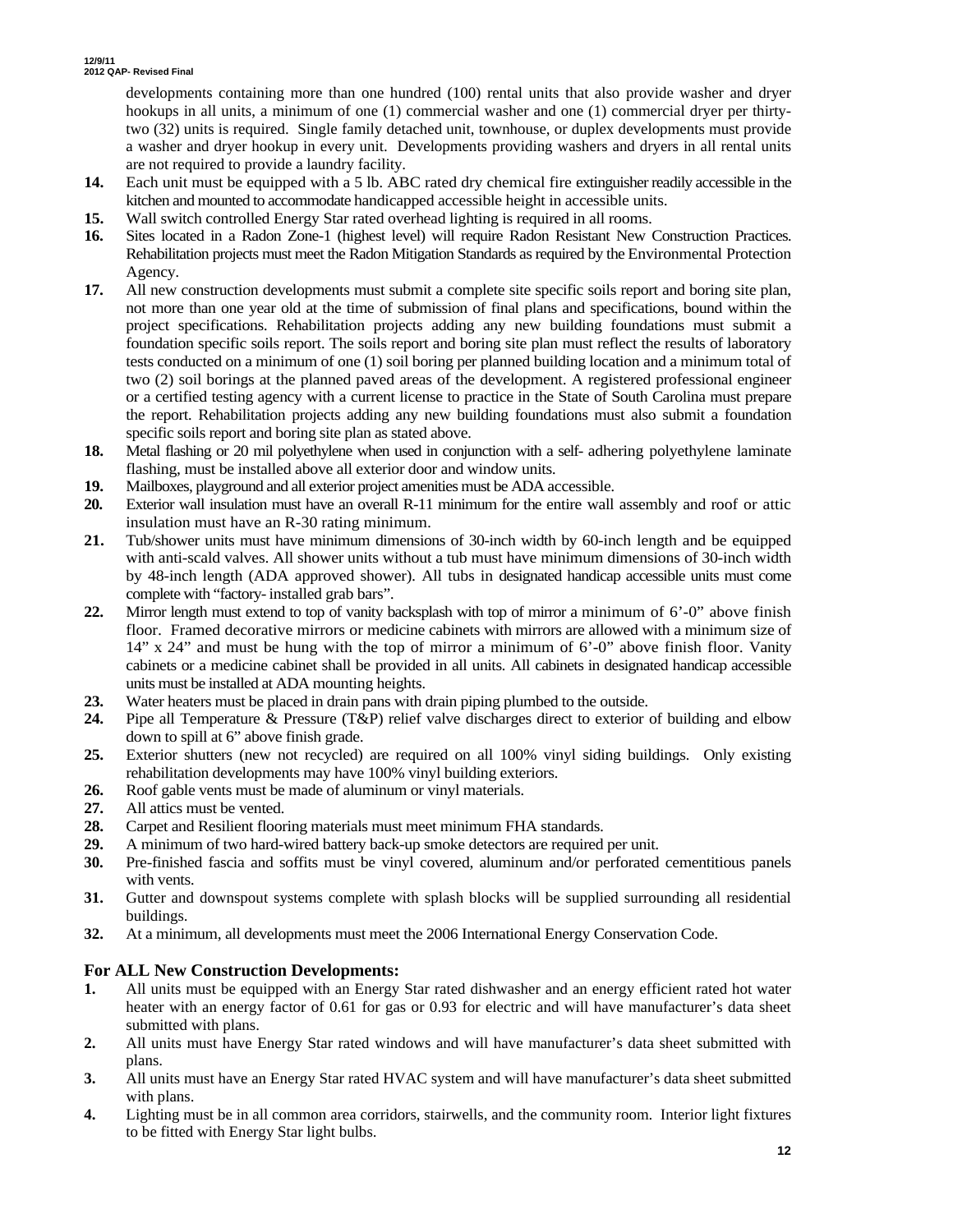developments containing more than one hundred (100) rental units that also provide washer and dryer hookups in all units, a minimum of one (1) commercial washer and one (1) commercial dryer per thirty-two (32) units is required. Single family detached unit, townhouse, or duplex developments must provide a washer and dryer hookup in every unit. Developments providing washers and dryers in all rental units are not required to provide a laundry facility.

14. Each unit must be equipped with a 5 lb. ABC rated dry chemical fire extinguisher readily accessible in the kitchen and mounted to accommodate handicapped accessible height in accessible units.
15. Wall switch controlled Energy Star rated overhead lighting is required in all rooms.
16. Sites located in a Radon Zone-1 (highest level) will require Radon Resistant New Construction Practices. Rehabilitation projects must meet the Radon Mitigation Standards as required by the Environmental Protection Agency.
17. All new construction developments must submit a complete site specific soils report and boring site plan, not more than one year old at the time of submission of final plans and specifications, bound within the project specifications. Rehabilitation projects adding any new building foundations must submit a foundation specific soils report. The soils report and boring site plan must reflect the results of laboratory tests conducted on a minimum of one (1) soil boring per planned building location and a minimum total of two (2) soil borings at the planned paved areas of the development. A registered professional engineer or a certified testing agency with a current license to practice in the State of South Carolina must prepare the report. Rehabilitation projects adding any new building foundations must also submit a foundation specific soils report and boring site plan as stated above.
18. Metal flashing or 20 mil polyethylene when used in conjunction with a self- adhering polyethylene laminate flashing, must be installed above all exterior door and window units.
19. Mailboxes, playground and all exterior project amenities must be ADA accessible.
20. Exterior wall insulation must have an overall R-11 minimum for the entire wall assembly and roof or attic insulation must have an R-30 rating minimum.
21. Tub/shower units must have minimum dimensions of 30-inch width by 60-inch length and be equipped with anti-scald valves. All shower units without a tub must have minimum dimensions of 30-inch width by 48-inch length (ADA approved shower). All tubs in designated handicap accessible units must come complete with "factory- installed grab bars".
22. Mirror length must extend to top of vanity backsplash with top of mirror a minimum of 6'-0" above finish floor. Framed decorative mirrors or medicine cabinets with mirrors are allowed with a minimum size of 14" x 24" and must be hung with the top of mirror a minimum of 6'-0" above finish floor. Vanity cabinets or a medicine cabinet shall be provided in all units. All cabinets in designated handicap accessible units must be installed at ADA mounting heights.
23. Water heaters must be placed in drain pans with drain piping plumbed to the outside.
24. Pipe all Temperature & Pressure (T&P) relief valve discharges direct to exterior of building and elbow down to spill at 6" above finish grade.
25. Exterior shutters (new not recycled) are required on all 100% vinyl siding buildings. Only existing rehabilitation developments may have 100% vinyl building exteriors.
26. Roof gable vents must be made of aluminum or vinyl materials.
27. All attics must be vented.
28. Carpet and Resilient flooring materials must meet minimum FHA standards.
29. A minimum of two hard-wired battery back-up smoke detectors are required per unit.
30. Pre-finished fascia and soffits must be vinyl covered, aluminum and/or perforated cementitious panels with vents.
31. Gutter and downspout systems complete with splash blocks will be supplied surrounding all residential buildings.
32. At a minimum, all developments must meet the 2006 International Energy Conservation Code.

### For ALL New Construction Developments:

1. All units must be equipped with an Energy Star rated dishwasher and an energy efficient rated hot water heater with an energy factor of 0.61 for gas or 0.93 for electric and will have manufacturer's data sheet submitted with plans.
2. All units must have Energy Star rated windows and will have manufacturer's data sheet submitted with plans.
3. All units must have an Energy Star rated HVAC system and will have manufacturer's data sheet submitted with plans.
4. Lighting must be in all common area corridors, stairwells, and the community room. Interior light fixtures to be fitted with Energy Star light bulbs.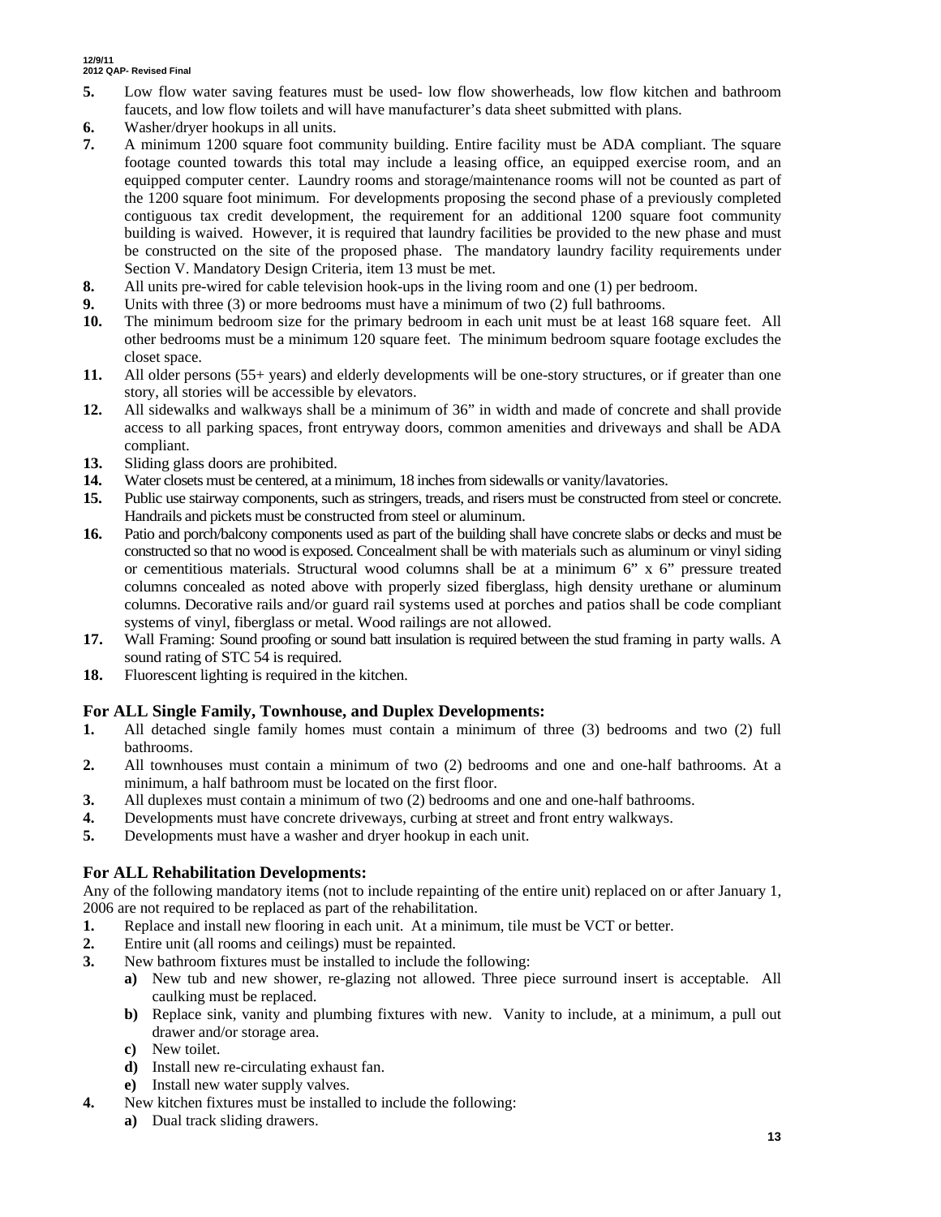5. Low flow water saving features must be used- low flow showerheads, low flow kitchen and bathroom faucets, and low flow toilets and will have manufacturer's data sheet submitted with plans.
6. Washer/dryer hookups in all units.
7. A minimum 1200 square foot community building. Entire facility must be ADA compliant. The square footage counted towards this total may include a leasing office, an equipped exercise room, and an equipped computer center. Laundry rooms and storage/maintenance rooms will not be counted as part of the 1200 square foot minimum. For developments proposing the second phase of a previously completed contiguous tax credit development, the requirement for an additional 1200 square foot community building is waived. However, it is required that laundry facilities be provided to the new phase and must be constructed on the site of the proposed phase. The mandatory laundry facility requirements under Section V. Mandatory Design Criteria, item 13 must be met.
8. All units pre-wired for cable television hook-ups in the living room and one (1) per bedroom.
9. Units with three (3) or more bedrooms must have a minimum of two (2) full bathrooms.
10. The minimum bedroom size for the primary bedroom in each unit must be at least 168 square feet. All other bedrooms must be a minimum 120 square feet. The minimum bedroom square footage excludes the closet space.
11. All older persons (55+ years) and elderly developments will be one-story structures, or if greater than one story, all stories will be accessible by elevators.
12. All sidewalks and walkways shall be a minimum of 36" in width and made of concrete and shall provide access to all parking spaces, front entryway doors, common amenities and driveways and shall be ADA compliant.
13. Sliding glass doors are prohibited.
14. Water closets must be centered, at a minimum, 18 inches from sidewalls or vanity/lavatories.
15. Public use stairway components, such as stringers, treads, and risers must be constructed from steel or concrete. Handrails and pickets must be constructed from steel or aluminum.
16. Patio and porch/balcony components used as part of the building shall have concrete slabs or decks and must be constructed so that no wood is exposed. Concealment shall be with materials such as aluminum or vinyl siding or cementitious materials. Structural wood columns shall be at a minimum 6" x 6" pressure treated columns concealed as noted above with properly sized fiberglass, high density urethane or aluminum columns. Decorative rails and/or guard rail systems used at porches and patios shall be code compliant systems of vinyl, fiberglass or metal. Wood railings are not allowed.
17. Wall Framing: Sound proofing or sound batt insulation is required between the stud framing in party walls. A sound rating of STC 54 is required.
18. Fluorescent lighting is required in the kitchen.

### For ALL Single Family, Townhouse, and Duplex Developments:

1. All detached single family homes must contain a minimum of three (3) bedrooms and two (2) full bathrooms.
2. All townhouses must contain a minimum of two (2) bedrooms and one and one-half bathrooms. At a minimum, a half bathroom must be located on the first floor.
3. All duplexes must contain a minimum of two (2) bedrooms and one and one-half bathrooms.
4. Developments must have concrete driveways, curbing at street and front entry walkways.
5. Developments must have a washer and dryer hookup in each unit.

### For ALL Rehabilitation Developments:

Any of the following mandatory items (not to include repainting of the entire unit) replaced on or after January 1, 2006 are not required to be replaced as part of the rehabilitation.

1. Replace and install new flooring in each unit. At a minimum, tile must be VCT or better.
2. Entire unit (all rooms and ceilings) must be repainted.
3. New bathroom fixtures must be installed to include the following:
   - **a)** New tub and new shower, re-glazing not allowed. Three piece surround insert is acceptable. All caulking must be replaced.
   - **b)** Replace sink, vanity and plumbing fixtures with new. Vanity to include, at a minimum, a pull out drawer and/or storage area.
   - **c)** New toilet.
   - **d)** Install new re-circulating exhaust fan.
   - **e)** Install new water supply valves.
4. New kitchen fixtures must be installed to include the following:
   - **a)** Dual track sliding drawers.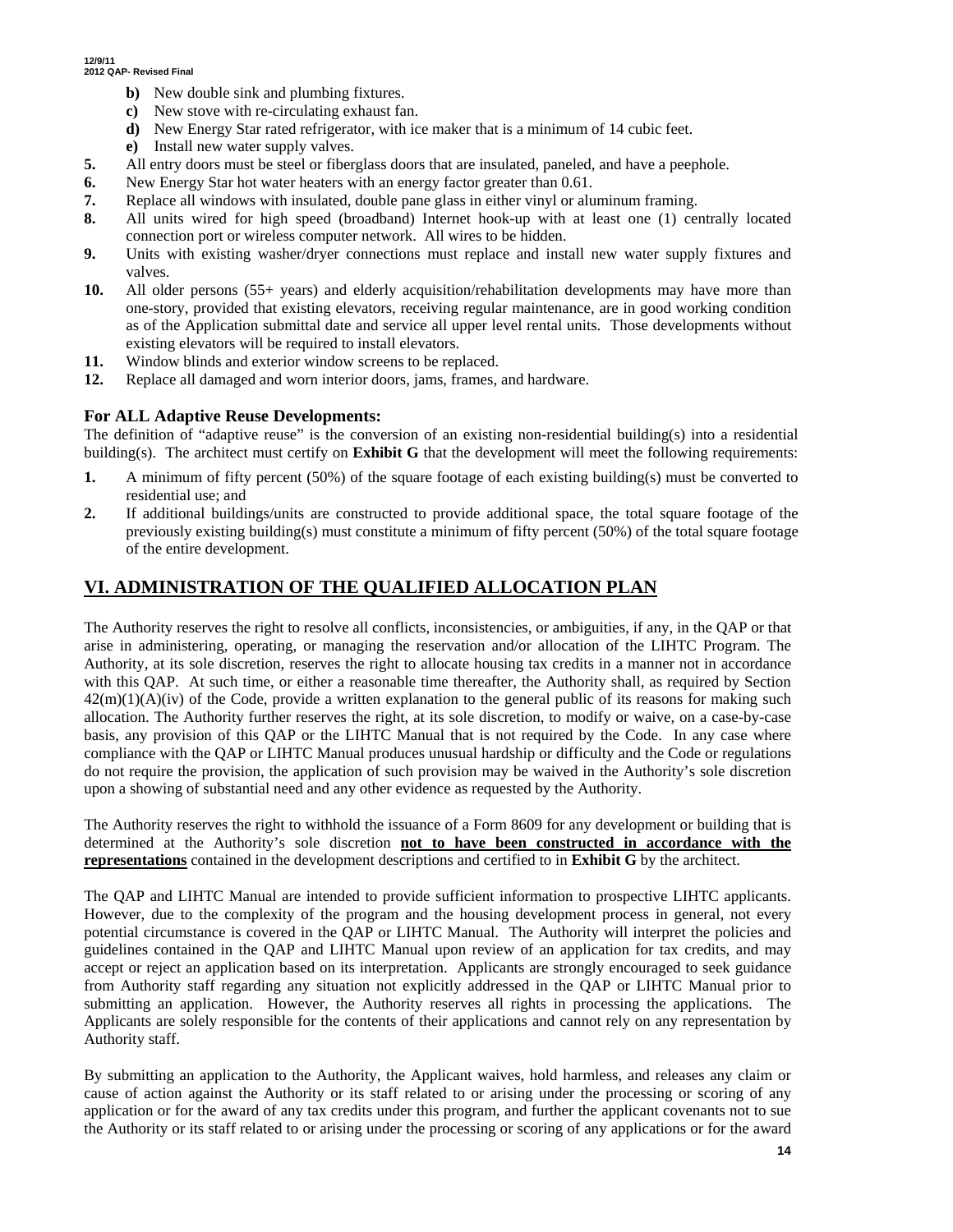- **b)** New double sink and plumbing fixtures.
- **c)** New stove with re-circulating exhaust fan.
- **d)** New Energy Star rated refrigerator, with ice maker that is a minimum of 14 cubic feet.
- **e)** Install new water supply valves.

**5.** All entry doors must be steel or fiberglass doors that are insulated, paneled, and have a peephole.

**6.** New Energy Star hot water heaters with an energy factor greater than 0.61.

**7.** Replace all windows with insulated, double pane glass in either vinyl or aluminum framing.

**8.** All units wired for high speed (broadband) Internet hook-up with at least one (1) centrally located connection port or wireless computer network. All wires to be hidden.

**9.** Units with existing washer/dryer connections must replace and install new water supply fixtures and valves.

**10.** All older persons (55+ years) and elderly acquisition/rehabilitation developments may have more than one-story, provided that existing elevators, receiving regular maintenance, are in good working condition as of the Application submittal date and service all upper level rental units. Those developments without existing elevators will be required to install elevators.

**11.** Window blinds and exterior window screens to be replaced.

**12.** Replace all damaged and worn interior doors, jams, frames, and hardware.

### For ALL Adaptive Reuse Developments:

The definition of "adaptive reuse" is the conversion of an existing non-residential building(s) into a residential building(s). The architect must certify on **Exhibit G** that the development will meet the following requirements:

**1.** A minimum of fifty percent (50%) of the square footage of each existing building(s) must be converted to residential use; and

**2.** If additional buildings/units are constructed to provide additional space, the total square footage of the previously existing building(s) must constitute a minimum of fifty percent (50%) of the total square footage of the entire development.

## VI. ADMINISTRATION OF THE QUALIFIED ALLOCATION PLAN

The Authority reserves the right to resolve all conflicts, inconsistencies, or ambiguities, if any, in the QAP or that arise in administering, operating, or managing the reservation and/or allocation of the LIHTC Program. The Authority, at its sole discretion, reserves the right to allocate housing tax credits in a manner not in accordance with this QAP. At such time, or either a reasonable time thereafter, the Authority shall, as required by Section 42(m)(1)(A)(iv) of the Code, provide a written explanation to the general public of its reasons for making such allocation. The Authority further reserves the right, at its sole discretion, to modify or waive, on a case-by-case basis, any provision of this QAP or the LIHTC Manual that is not required by the Code. In any case where compliance with the QAP or LIHTC Manual produces unusual hardship or difficulty and the Code or regulations do not require the provision, the application of such provision may be waived in the Authority's sole discretion upon a showing of substantial need and any other evidence as requested by the Authority.

The Authority reserves the right to withhold the issuance of a Form 8609 for any development or building that is determined at the Authority's sole discretion **not to have been constructed in accordance with the representations** contained in the development descriptions and certified to in **Exhibit G** by the architect.

The QAP and LIHTC Manual are intended to provide sufficient information to prospective LIHTC applicants. However, due to the complexity of the program and the housing development process in general, not every potential circumstance is covered in the QAP or LIHTC Manual. The Authority will interpret the policies and guidelines contained in the QAP and LIHTC Manual upon review of an application for tax credits, and may accept or reject an application based on its interpretation. Applicants are strongly encouraged to seek guidance from Authority staff regarding any situation not explicitly addressed in the QAP or LIHTC Manual prior to submitting an application. However, the Authority reserves all rights in processing the applications. The Applicants are solely responsible for the contents of their applications and cannot rely on any representation by Authority staff.

By submitting an application to the Authority, the Applicant waives, hold harmless, and releases any claim or cause of action against the Authority or its staff related to or arising under the processing or scoring of any application or for the award of any tax credits under this program, and further the applicant covenants not to sue the Authority or its staff related to or arising under the processing or scoring of any applications or for the award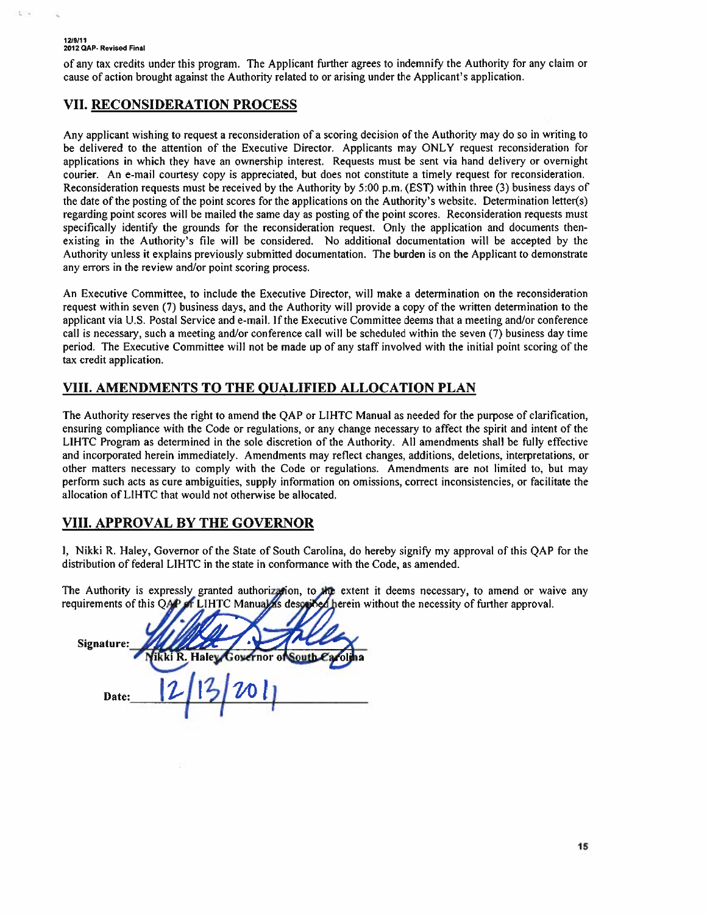of any tax credits under this program. The Applicant further agrees to indemnify the Authority for any claim or cause of action brought against the Authority related to or arising under the Applicant's application.

## VII. RECONSIDERATION PROCESS

Any applicant wishing to request a reconsideration of a scoring decision of the Authority may do so in writing to be delivered to the attention of the Executive Director. Applicants may ONLY request reconsideration for applications in which they have an ownership interest. Requests must be sent via hand delivery or overnight courier. An e-mail courtesy copy is appreciated, but does not constitute a timely request for reconsideration. Reconsideration requests must be received by the Authority by 5:00 p.m. (EST) within three (3) business days of the date of the posting of the point scores for the applications on the Authority's website. Determination letter(s) regarding point scores will be mailed the same day as posting of the point scores. Reconsideration requests must specifically identify the grounds for the reconsideration request. Only the application and documents then-existing in the Authority's file will be considered. No additional documentation will be accepted by the Authority unless it explains previously submitted documentation. The burden is on the Applicant to demonstrate any errors in the review and/or point scoring process.

An Executive Committee, to include the Executive Director, will make a determination on the reconsideration request within seven (7) business days, and the Authority will provide a copy of the written determination to the applicant via U.S. Postal Service and e-mail. If the Executive Committee deems that a meeting and/or conference call is necessary, such a meeting and/or conference call will be scheduled within the seven (7) business day time period. The Executive Committee will not be made up of any staff involved with the initial point scoring of the tax credit application.

## VIII. AMENDMENTS TO THE QUALIFIED ALLOCATION PLAN

The Authority reserves the right to amend the QAP or LIHTC Manual as needed for the purpose of clarification, ensuring compliance with the Code or regulations, or any change necessary to affect the spirit and intent of the LIHTC Program as determined in the sole discretion of the Authority. All amendments shall be fully effective and incorporated herein immediately. Amendments may reflect changes, additions, deletions, interpretations, or other matters necessary to comply with the Code or regulations. Amendments are not limited to, but may perform such acts as cure ambiguities, supply information on omissions, correct inconsistencies, or facilitate the allocation of LIHTC that would not otherwise be allocated.

## VIII. APPROVAL BY THE GOVERNOR

I, Nikki R. Haley, Governor of the State of South Carolina, do hereby signify my approval of this QAP for the distribution of federal LIHTC in the state in conformance with the Code, as amended.

The Authority is expressly granted authorization, to the extent it deems necessary, to amend or waive any requirements of this QAP or LIHTC Manual as described herein without the necessity of further approval.

**Signature:** ______________________
Nikki R. Haley, Governor of South Carolina

**Date:** 12/13/2011